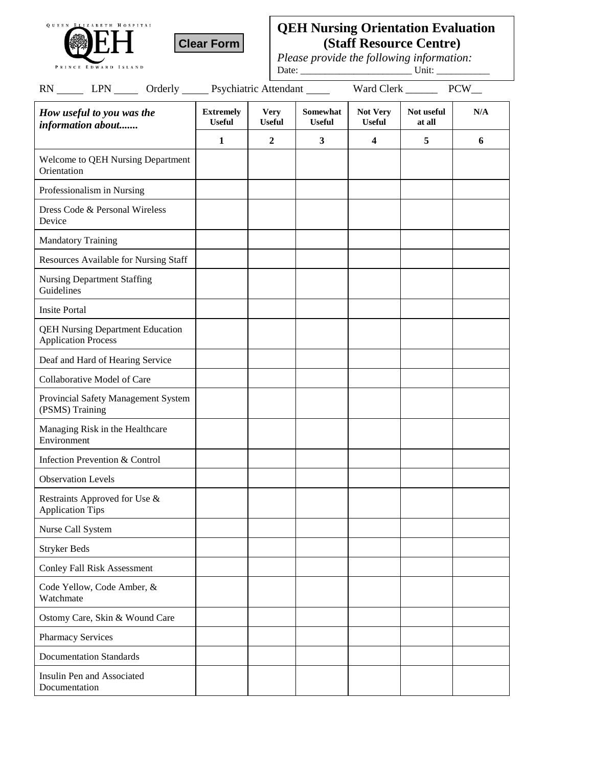QUEEN ELIZABETH HOSPITAL
QEH
PRINCE EDWARD ISLAND

Clear Form

# QEH Nursing Orientation Evaluation (Staff Resource Centre)

*Please provide the following information:*

Date: ______________________ Unit: ___________

RN _____ LPN _____ Orderly _____ Psychiatric Attendant _____ Ward Clerk ______ PCW__

| *How useful to you was the information about.......* | Extremely Useful | Very Useful | Somewhat Useful | Not Very Useful | Not useful at all | N/A |
|---|---|---|---|---|---|---|
| | 1 | 2 | 3 | 4 | 5 | 6 |
| Welcome to QEH Nursing Department Orientation | | | | | | |
| Professionalism in Nursing | | | | | | |
| Dress Code & Personal Wireless Device | | | | | | |
| Mandatory Training | | | | | | |
| Resources Available for Nursing Staff | | | | | | |
| Nursing Department Staffing Guidelines | | | | | | |
| Insite Portal | | | | | | |
| QEH Nursing Department Education Application Process | | | | | | |
| Deaf and Hard of Hearing Service | | | | | | |
| Collaborative Model of Care | | | | | | |
| Provincial Safety Management System (PSMS) Training | | | | | | |
| Managing Risk in the Healthcare Environment | | | | | | |
| Infection Prevention & Control | | | | | | |
| Observation Levels | | | | | | |
| Restraints Approved for Use & Application Tips | | | | | | |
| Nurse Call System | | | | | | |
| Stryker Beds | | | | | | |
| Conley Fall Risk Assessment | | | | | | |
| Code Yellow, Code Amber, & Watchmate | | | | | | |
| Ostomy Care, Skin & Wound Care | | | | | | |
| Pharmacy Services | | | | | | |
| Documentation Standards | | | | | | |
| Insulin Pen and Associated Documentation | | | | | | |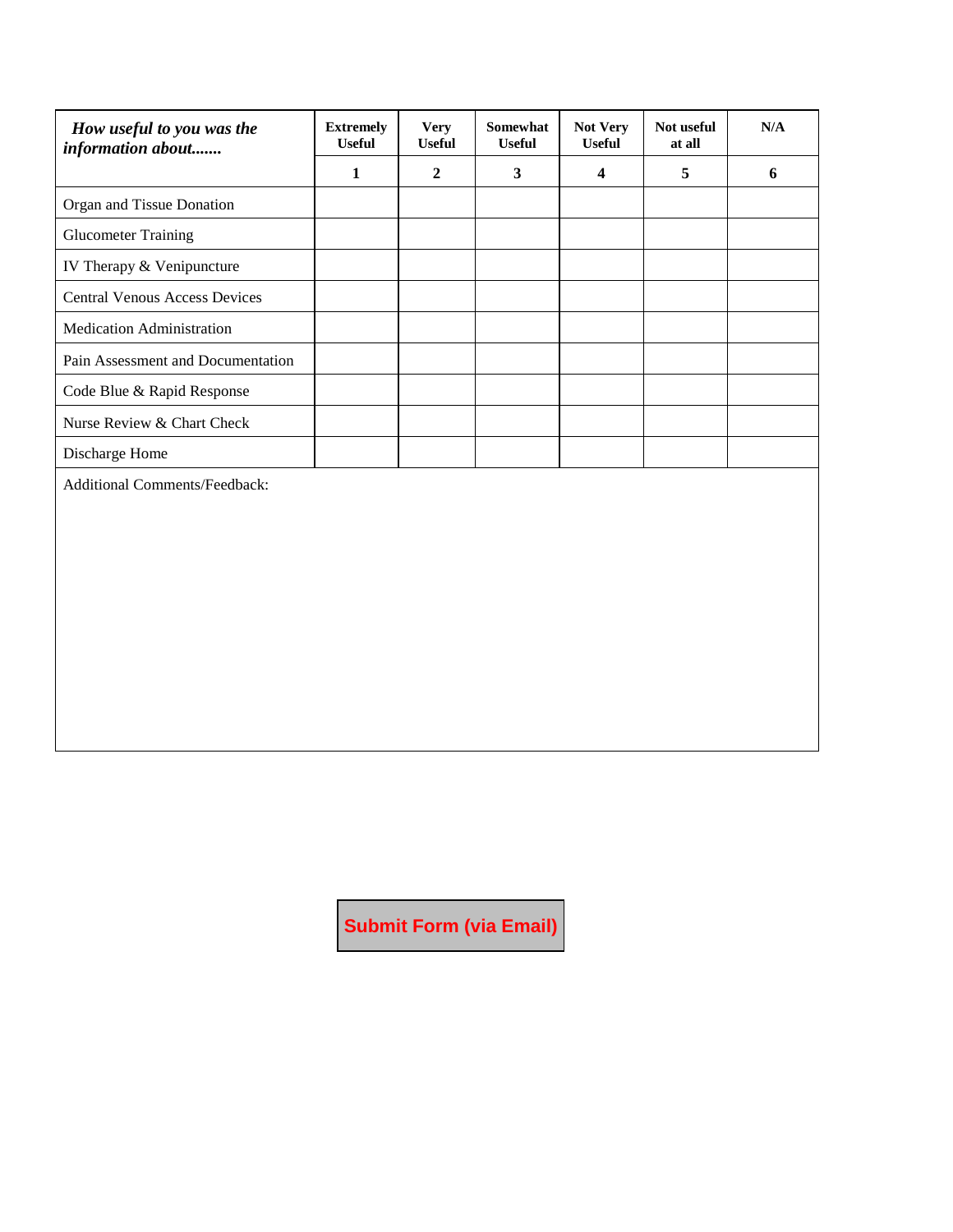| *How useful to you was the information about.......* | **Extremely Useful** | **Very Useful** | **Somewhat Useful** | **Not Very Useful** | **Not useful at all** | **N/A** |
|---|---|---|---|---|---|---|
| | **1** | **2** | **3** | **4** | **5** | **6** |
| Organ and Tissue Donation | | | | | | |
| Glucometer Training | | | | | | |
| IV Therapy & Venipuncture | | | | | | |
| Central Venous Access Devices | | | | | | |
| Medication Administration | | | | | | |
| Pain Assessment and Documentation | | | | | | |
| Code Blue & Rapid Response | | | | | | |
| Nurse Review & Chart Check | | | | | | |
| Discharge Home | | | | | | |

Additional Comments/Feedback:

**Submit Form (via Email)**